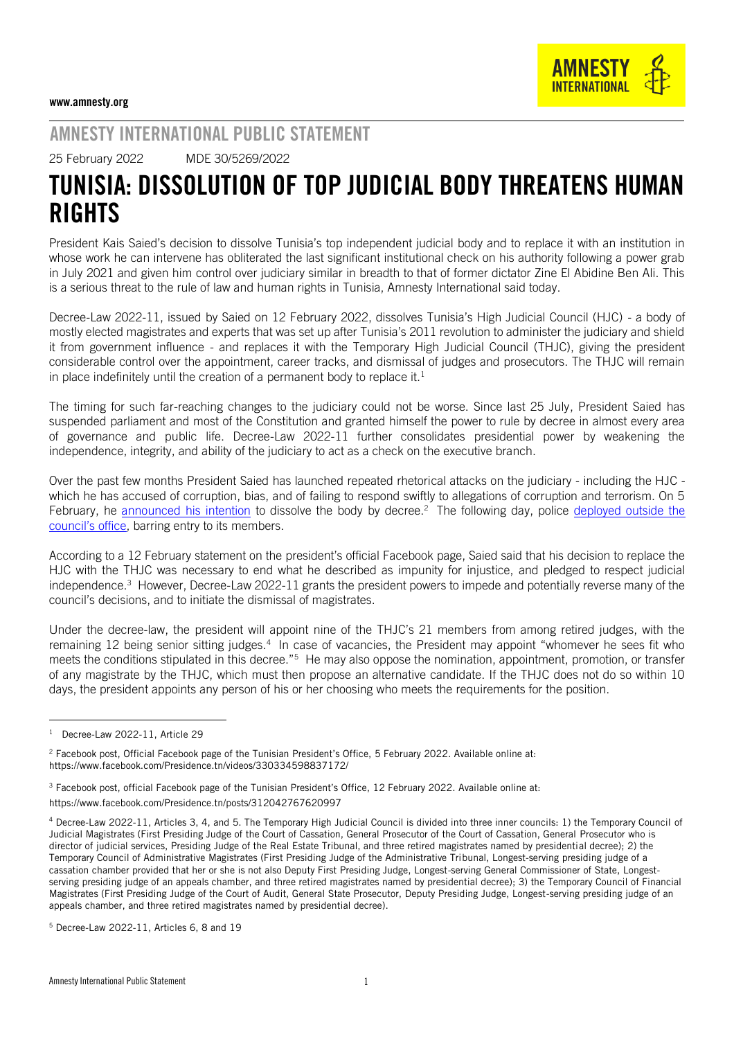www.amnesty.org

## AMNESTY INTERNATIONAL PUBLIC STATEMENT

25 February 2022 MDE 30/5269/2022

# TUNISIA: DISSOLUTION OF TOP JUDICIAL BODY THREATENS HUMAN RIGHTS

President Kais Saied's decision to dissolve Tunisia's top independent judicial body and to replace it with an institution in whose work he can intervene has obliterated the last significant institutional check on his authority following a power grab in July 2021 and given him control over judiciary similar in breadth to that of former dictator Zine El Abidine Ben Ali. This is a serious threat to the rule of law and human rights in Tunisia, Amnesty International said today.

Decree-Law 2022-11, issued by Saied on 12 February 2022, dissolves Tunisia's High Judicial Council (HJC) - a body of mostly elected magistrates and experts that was set up after Tunisia's 2011 revolution to administer the judiciary and shield it from government influence - and replaces it with the Temporary High Judicial Council (THJC), giving the president considerable control over the appointment, career tracks, and dismissal of judges and prosecutors. The THJC will remain in place indefinitely until the creation of a permanent body to replace it.[1]

The timing for such far-reaching changes to the judiciary could not be worse. Since last 25 July, President Saied has suspended parliament and most of the Constitution and granted himself the power to rule by decree in almost every area of governance and public life. Decree-Law 2022-11 further consolidates presidential power by weakening the independence, integrity, and ability of the judiciary to act as a check on the executive branch.

Over the past few months President Saied has launched repeated rhetorical attacks on the judiciary - including the HJC - which he has accused of corruption, bias, and of failing to respond swiftly to allegations of corruption and terrorism. On 5 February, he announced his intention to dissolve the body by decree.[2] The following day, police deployed outside the council's office, barring entry to its members.

According to a 12 February statement on the president's official Facebook page, Saied said that his decision to replace the HJC with the THJC was necessary to end what he described as impunity for injustice, and pledged to respect judicial independence.[3] However, Decree-Law 2022-11 grants the president powers to impede and potentially reverse many of the council's decisions, and to initiate the dismissal of magistrates.

Under the decree-law, the president will appoint nine of the THJC's 21 members from among retired judges, with the remaining 12 being senior sitting judges.[4] In case of vacancies, the President may appoint "whomever he sees fit who meets the conditions stipulated in this decree."[5] He may also oppose the nomination, appointment, promotion, or transfer of any magistrate by the THJC, which must then propose an alternative candidate. If the THJC does not do so within 10 days, the president appoints any person of his or her choosing who meets the requirements for the position.

---

[1] Decree-Law 2022-11, Article 29

[2] Facebook post, Official Facebook page of the Tunisian President's Office, 5 February 2022. Available online at: https://www.facebook.com/Presidence.tn/videos/330334598837172/

[3] Facebook post, official Facebook page of the Tunisian President's Office, 12 February 2022. Available online at: https://www.facebook.com/Presidence.tn/posts/312042767620997

[4] Decree-Law 2022-11, Articles 3, 4, and 5. The Temporary High Judicial Council is divided into three inner councils: 1) the Temporary Council of Judicial Magistrates (First Presiding Judge of the Court of Cassation, General Prosecutor of the Court of Cassation, General Prosecutor who is director of judicial services, Presiding Judge of the Real Estate Tribunal, and three retired magistrates named by presidential decree); 2) the Temporary Council of Administrative Magistrates (First Presiding Judge of the Administrative Tribunal, Longest-serving presiding judge of a cassation chamber provided that her or she is not also Deputy First Presiding Judge, Longest-serving General Commissioner of State, Longest-serving presiding judge of an appeals chamber, and three retired magistrates named by presidential decree); 3) the Temporary Council of Financial Magistrates (First Presiding Judge of the Court of Audit, General State Prosecutor, Deputy Presiding Judge, Longest-serving presiding judge of an appeals chamber, and three retired magistrates named by presidential decree).

[5] Decree-Law 2022-11, Articles 6, 8 and 19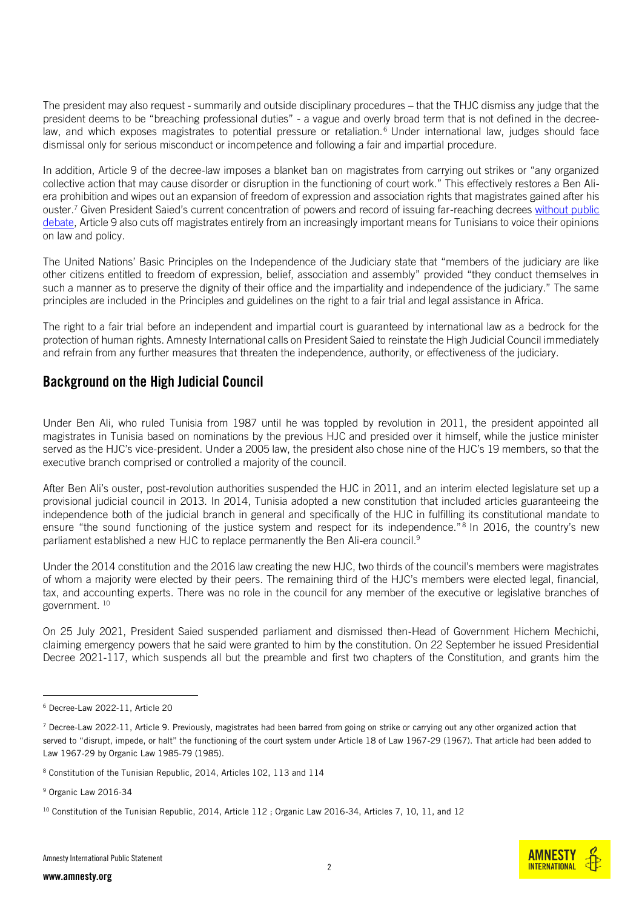The president may also request - summarily and outside disciplinary procedures – that the THJC dismiss any judge that the president deems to be "breaching professional duties" - a vague and overly broad term that is not defined in the decree-law, and which exposes magistrates to potential pressure or retaliation.[6] Under international law, judges should face dismissal only for serious misconduct or incompetence and following a fair and impartial procedure.

In addition, Article 9 of the decree-law imposes a blanket ban on magistrates from carrying out strikes or "any organized collective action that may cause disorder or disruption in the functioning of court work." This effectively restores a Ben Ali-era prohibition and wipes out an expansion of freedom of expression and association rights that magistrates gained after his ouster.[7] Given President Saied's current concentration of powers and record of issuing far-reaching decrees without public debate, Article 9 also cuts off magistrates entirely from an increasingly important means for Tunisians to voice their opinions on law and policy.

The United Nations' Basic Principles on the Independence of the Judiciary state that "members of the judiciary are like other citizens entitled to freedom of expression, belief, association and assembly" provided "they conduct themselves in such a manner as to preserve the dignity of their office and the impartiality and independence of the judiciary." The same principles are included in the Principles and guidelines on the right to a fair trial and legal assistance in Africa.

The right to a fair trial before an independent and impartial court is guaranteed by international law as a bedrock for the protection of human rights. Amnesty International calls on President Saied to reinstate the High Judicial Council immediately and refrain from any further measures that threaten the independence, authority, or effectiveness of the judiciary.

## Background on the High Judicial Council

Under Ben Ali, who ruled Tunisia from 1987 until he was toppled by revolution in 2011, the president appointed all magistrates in Tunisia based on nominations by the previous HJC and presided over it himself, while the justice minister served as the HJC's vice-president. Under a 2005 law, the president also chose nine of the HJC's 19 members, so that the executive branch comprised or controlled a majority of the council.

After Ben Ali's ouster, post-revolution authorities suspended the HJC in 2011, and an interim elected legislature set up a provisional judicial council in 2013. In 2014, Tunisia adopted a new constitution that included articles guaranteeing the independence both of the judicial branch in general and specifically of the HJC in fulfilling its constitutional mandate to ensure "the sound functioning of the justice system and respect for its independence."[8] In 2016, the country's new parliament established a new HJC to replace permanently the Ben Ali-era council.[9]

Under the 2014 constitution and the 2016 law creating the new HJC, two thirds of the council's members were magistrates of whom a majority were elected by their peers. The remaining third of the HJC's members were elected legal, financial, tax, and accounting experts. There was no role in the council for any member of the executive or legislative branches of government.[10]

On 25 July 2021, President Saied suspended parliament and dismissed then-Head of Government Hichem Mechichi, claiming emergency powers that he said were granted to him by the constitution. On 22 September he issued Presidential Decree 2021-117, which suspends all but the preamble and first two chapters of the Constitution, and grants him the

---

[6] Decree-Law 2022-11, Article 20

[7] Decree-Law 2022-11, Article 9. Previously, magistrates had been barred from going on strike or carrying out any other organized action that served to "disrupt, impede, or halt" the functioning of the court system under Article 18 of Law 1967-29 (1967). That article had been added to Law 1967-29 by Organic Law 1985-79 (1985).

[8] Constitution of the Tunisian Republic, 2014, Articles 102, 113 and 114

[9] Organic Law 2016-34

[10] Constitution of the Tunisian Republic, 2014, Article 112 ; Organic Law 2016-34, Articles 7, 10, 11, and 12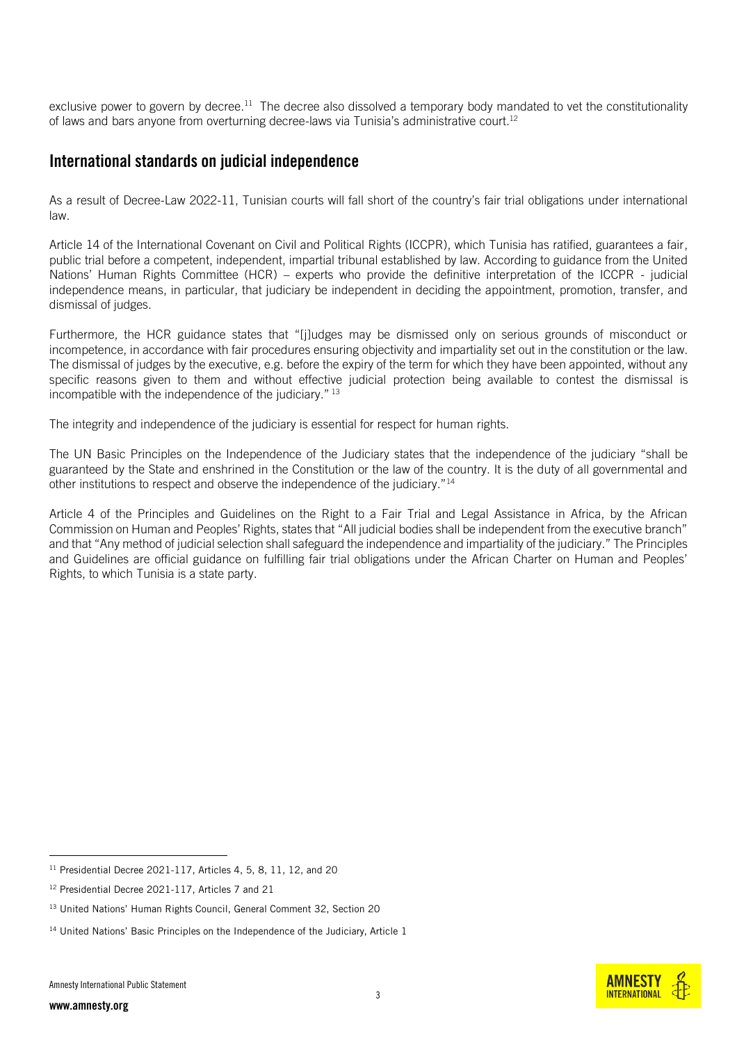exclusive power to govern by decree.[11] The decree also dissolved a temporary body mandated to vet the constitutionality of laws and bars anyone from overturning decree-laws via Tunisia's administrative court.[12]

## International standards on judicial independence

As a result of Decree-Law 2022-11, Tunisian courts will fall short of the country's fair trial obligations under international law.

Article 14 of the International Covenant on Civil and Political Rights (ICCPR), which Tunisia has ratified, guarantees a fair, public trial before a competent, independent, impartial tribunal established by law. According to guidance from the United Nations' Human Rights Committee (HCR) – experts who provide the definitive interpretation of the ICCPR - judicial independence means, in particular, that judiciary be independent in deciding the appointment, promotion, transfer, and dismissal of judges.

Furthermore, the HCR guidance states that "[j]udges may be dismissed only on serious grounds of misconduct or incompetence, in accordance with fair procedures ensuring objectivity and impartiality set out in the constitution or the law. The dismissal of judges by the executive, e.g. before the expiry of the term for which they have been appointed, without any specific reasons given to them and without effective judicial protection being available to contest the dismissal is incompatible with the independence of the judiciary." [13]

The integrity and independence of the judiciary is essential for respect for human rights.

The UN Basic Principles on the Independence of the Judiciary states that the independence of the judiciary "shall be guaranteed by the State and enshrined in the Constitution or the law of the country. It is the duty of all governmental and other institutions to respect and observe the independence of the judiciary."[14]

Article 4 of the Principles and Guidelines on the Right to a Fair Trial and Legal Assistance in Africa, by the African Commission on Human and Peoples' Rights, states that "All judicial bodies shall be independent from the executive branch" and that "Any method of judicial selection shall safeguard the independence and impartiality of the judiciary." The Principles and Guidelines are official guidance on fulfilling fair trial obligations under the African Charter on Human and Peoples' Rights, to which Tunisia is a state party.

---

[11] Presidential Decree 2021-117, Articles 4, 5, 8, 11, 12, and 20

[12] Presidential Decree 2021-117, Articles 7 and 21

[13] United Nations' Human Rights Council, General Comment 32, Section 20

[14] United Nations' Basic Principles on the Independence of the Judiciary, Article 1